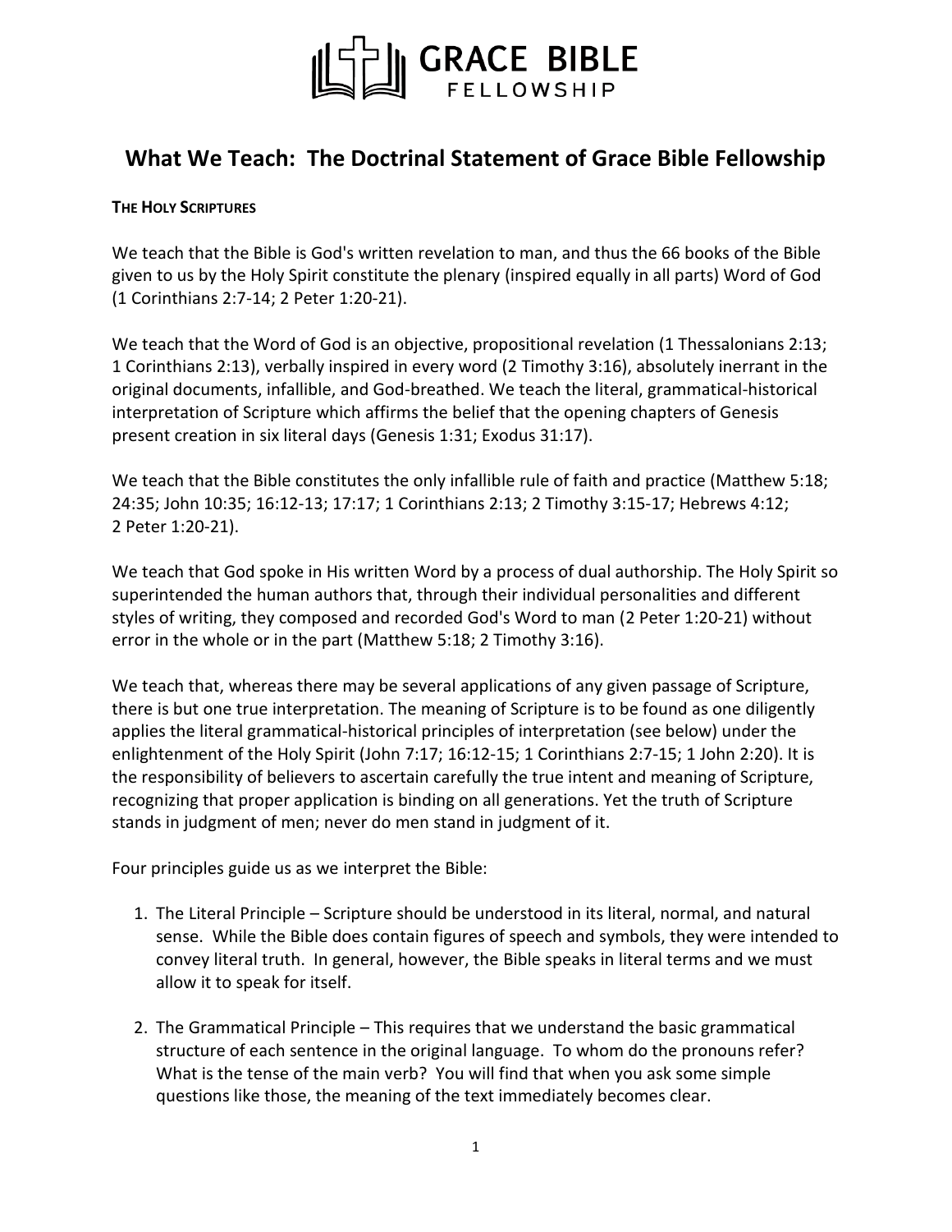# GRACE BIBLE FELLOWSHIP

## What We Teach: The Doctrinal Statement of Grace Bible Fellowship

### THE HOLY SCRIPTURES

We teach that the Bible is God's written revelation to man, and thus the 66 books of the Bible given to us by the Holy Spirit constitute the plenary (inspired equally in all parts) Word of God (1 Corinthians 2:7-14; 2 Peter 1:20-21).

We teach that the Word of God is an objective, propositional revelation (1 Thessalonians 2:13; 1 Corinthians 2:13), verbally inspired in every word (2 Timothy 3:16), absolutely inerrant in the original documents, infallible, and God-breathed. We teach the literal, grammatical-historical interpretation of Scripture which affirms the belief that the opening chapters of Genesis present creation in six literal days (Genesis 1:31; Exodus 31:17).

We teach that the Bible constitutes the only infallible rule of faith and practice (Matthew 5:18; 24:35; John 10:35; 16:12-13; 17:17; 1 Corinthians 2:13; 2 Timothy 3:15-17; Hebrews 4:12; 2 Peter 1:20-21).

We teach that God spoke in His written Word by a process of dual authorship. The Holy Spirit so superintended the human authors that, through their individual personalities and different styles of writing, they composed and recorded God's Word to man (2 Peter 1:20-21) without error in the whole or in the part (Matthew 5:18; 2 Timothy 3:16).

We teach that, whereas there may be several applications of any given passage of Scripture, there is but one true interpretation. The meaning of Scripture is to be found as one diligently applies the literal grammatical-historical principles of interpretation (see below) under the enlightenment of the Holy Spirit (John 7:17; 16:12-15; 1 Corinthians 2:7-15; 1 John 2:20). It is the responsibility of believers to ascertain carefully the true intent and meaning of Scripture, recognizing that proper application is binding on all generations. Yet the truth of Scripture stands in judgment of men; never do men stand in judgment of it.

Four principles guide us as we interpret the Bible:

1. The Literal Principle – Scripture should be understood in its literal, normal, and natural sense. While the Bible does contain figures of speech and symbols, they were intended to convey literal truth. In general, however, the Bible speaks in literal terms and we must allow it to speak for itself.

2. The Grammatical Principle – This requires that we understand the basic grammatical structure of each sentence in the original language. To whom do the pronouns refer? What is the tense of the main verb? You will find that when you ask some simple questions like those, the meaning of the text immediately becomes clear.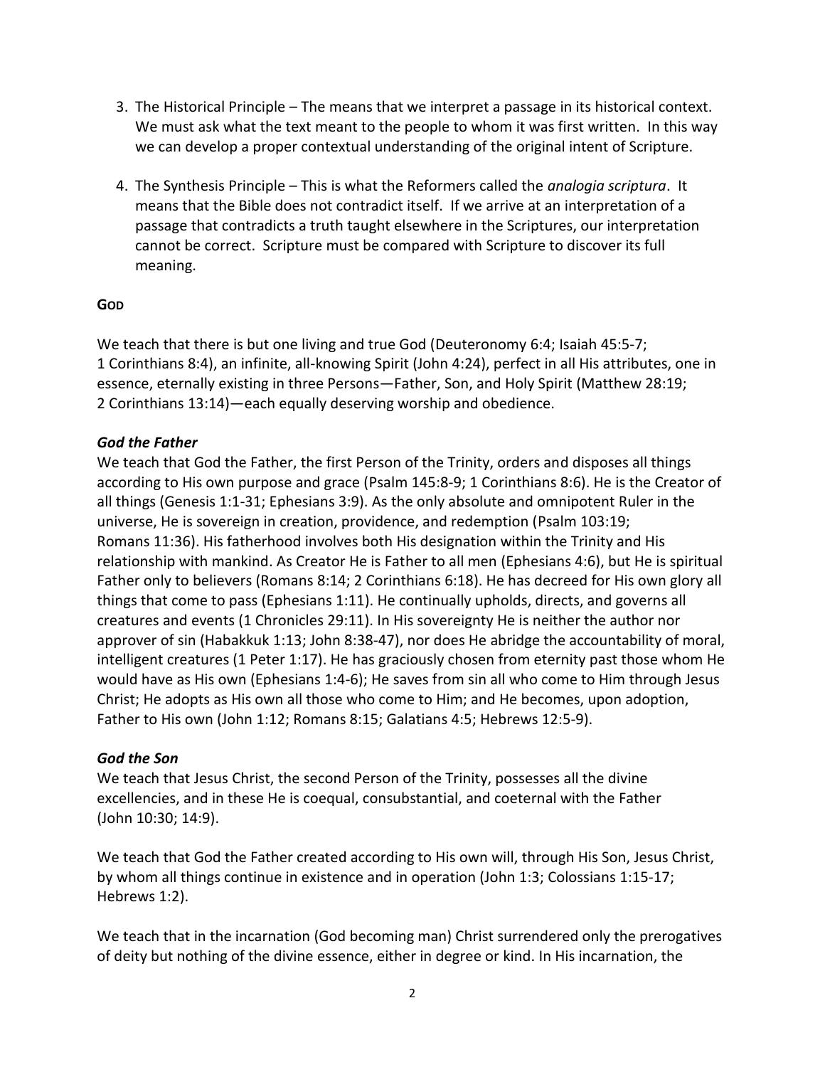3. The Historical Principle – The means that we interpret a passage in its historical context. We must ask what the text meant to the people to whom it was first written. In this way we can develop a proper contextual understanding of the original intent of Scripture.

4. The Synthesis Principle – This is what the Reformers called the *analogia scriptura*. It means that the Bible does not contradict itself. If we arrive at an interpretation of a passage that contradicts a truth taught elsewhere in the Scriptures, our interpretation cannot be correct. Scripture must be compared with Scripture to discover its full meaning.

## GOD

We teach that there is but one living and true God (Deuteronomy 6:4; Isaiah 45:5-7; 1 Corinthians 8:4), an infinite, all-knowing Spirit (John 4:24), perfect in all His attributes, one in essence, eternally existing in three Persons—Father, Son, and Holy Spirit (Matthew 28:19; 2 Corinthians 13:14)—each equally deserving worship and obedience.

### *God the Father*

We teach that God the Father, the first Person of the Trinity, orders and disposes all things according to His own purpose and grace (Psalm 145:8-9; 1 Corinthians 8:6). He is the Creator of all things (Genesis 1:1-31; Ephesians 3:9). As the only absolute and omnipotent Ruler in the universe, He is sovereign in creation, providence, and redemption (Psalm 103:19; Romans 11:36). His fatherhood involves both His designation within the Trinity and His relationship with mankind. As Creator He is Father to all men (Ephesians 4:6), but He is spiritual Father only to believers (Romans 8:14; 2 Corinthians 6:18). He has decreed for His own glory all things that come to pass (Ephesians 1:11). He continually upholds, directs, and governs all creatures and events (1 Chronicles 29:11). In His sovereignty He is neither the author nor approver of sin (Habakkuk 1:13; John 8:38-47), nor does He abridge the accountability of moral, intelligent creatures (1 Peter 1:17). He has graciously chosen from eternity past those whom He would have as His own (Ephesians 1:4-6); He saves from sin all who come to Him through Jesus Christ; He adopts as His own all those who come to Him; and He becomes, upon adoption, Father to His own (John 1:12; Romans 8:15; Galatians 4:5; Hebrews 12:5-9).

### *God the Son*

We teach that Jesus Christ, the second Person of the Trinity, possesses all the divine excellencies, and in these He is coequal, consubstantial, and coeternal with the Father (John 10:30; 14:9).

We teach that God the Father created according to His own will, through His Son, Jesus Christ, by whom all things continue in existence and in operation (John 1:3; Colossians 1:15-17; Hebrews 1:2).

We teach that in the incarnation (God becoming man) Christ surrendered only the prerogatives of deity but nothing of the divine essence, either in degree or kind. In His incarnation, the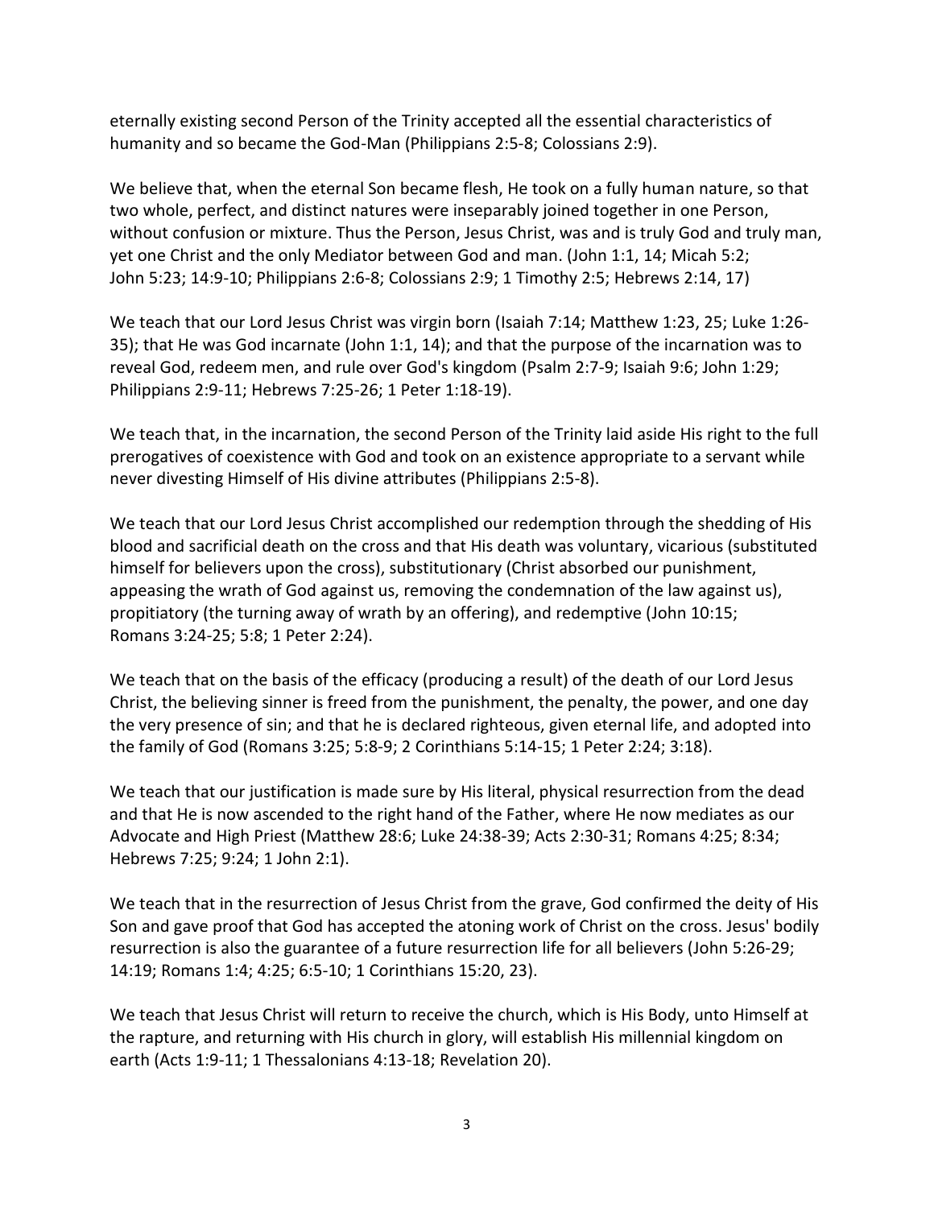eternally existing second Person of the Trinity accepted all the essential characteristics of humanity and so became the God-Man (Philippians 2:5-8; Colossians 2:9).

We believe that, when the eternal Son became flesh, He took on a fully human nature, so that two whole, perfect, and distinct natures were inseparably joined together in one Person, without confusion or mixture. Thus the Person, Jesus Christ, was and is truly God and truly man, yet one Christ and the only Mediator between God and man. (John 1:1, 14; Micah 5:2; John 5:23; 14:9-10; Philippians 2:6-8; Colossians 2:9; 1 Timothy 2:5; Hebrews 2:14, 17)

We teach that our Lord Jesus Christ was virgin born (Isaiah 7:14; Matthew 1:23, 25; Luke 1:26-35); that He was God incarnate (John 1:1, 14); and that the purpose of the incarnation was to reveal God, redeem men, and rule over God's kingdom (Psalm 2:7-9; Isaiah 9:6; John 1:29; Philippians 2:9-11; Hebrews 7:25-26; 1 Peter 1:18-19).

We teach that, in the incarnation, the second Person of the Trinity laid aside His right to the full prerogatives of coexistence with God and took on an existence appropriate to a servant while never divesting Himself of His divine attributes (Philippians 2:5-8).

We teach that our Lord Jesus Christ accomplished our redemption through the shedding of His blood and sacrificial death on the cross and that His death was voluntary, vicarious (substituted himself for believers upon the cross), substitutionary (Christ absorbed our punishment, appeasing the wrath of God against us, removing the condemnation of the law against us), propitiatory (the turning away of wrath by an offering), and redemptive (John 10:15; Romans 3:24-25; 5:8; 1 Peter 2:24).

We teach that on the basis of the efficacy (producing a result) of the death of our Lord Jesus Christ, the believing sinner is freed from the punishment, the penalty, the power, and one day the very presence of sin; and that he is declared righteous, given eternal life, and adopted into the family of God (Romans 3:25; 5:8-9; 2 Corinthians 5:14-15; 1 Peter 2:24; 3:18).

We teach that our justification is made sure by His literal, physical resurrection from the dead and that He is now ascended to the right hand of the Father, where He now mediates as our Advocate and High Priest (Matthew 28:6; Luke 24:38-39; Acts 2:30-31; Romans 4:25; 8:34; Hebrews 7:25; 9:24; 1 John 2:1).

We teach that in the resurrection of Jesus Christ from the grave, God confirmed the deity of His Son and gave proof that God has accepted the atoning work of Christ on the cross. Jesus' bodily resurrection is also the guarantee of a future resurrection life for all believers (John 5:26-29; 14:19; Romans 1:4; 4:25; 6:5-10; 1 Corinthians 15:20, 23).

We teach that Jesus Christ will return to receive the church, which is His Body, unto Himself at the rapture, and returning with His church in glory, will establish His millennial kingdom on earth (Acts 1:9-11; 1 Thessalonians 4:13-18; Revelation 20).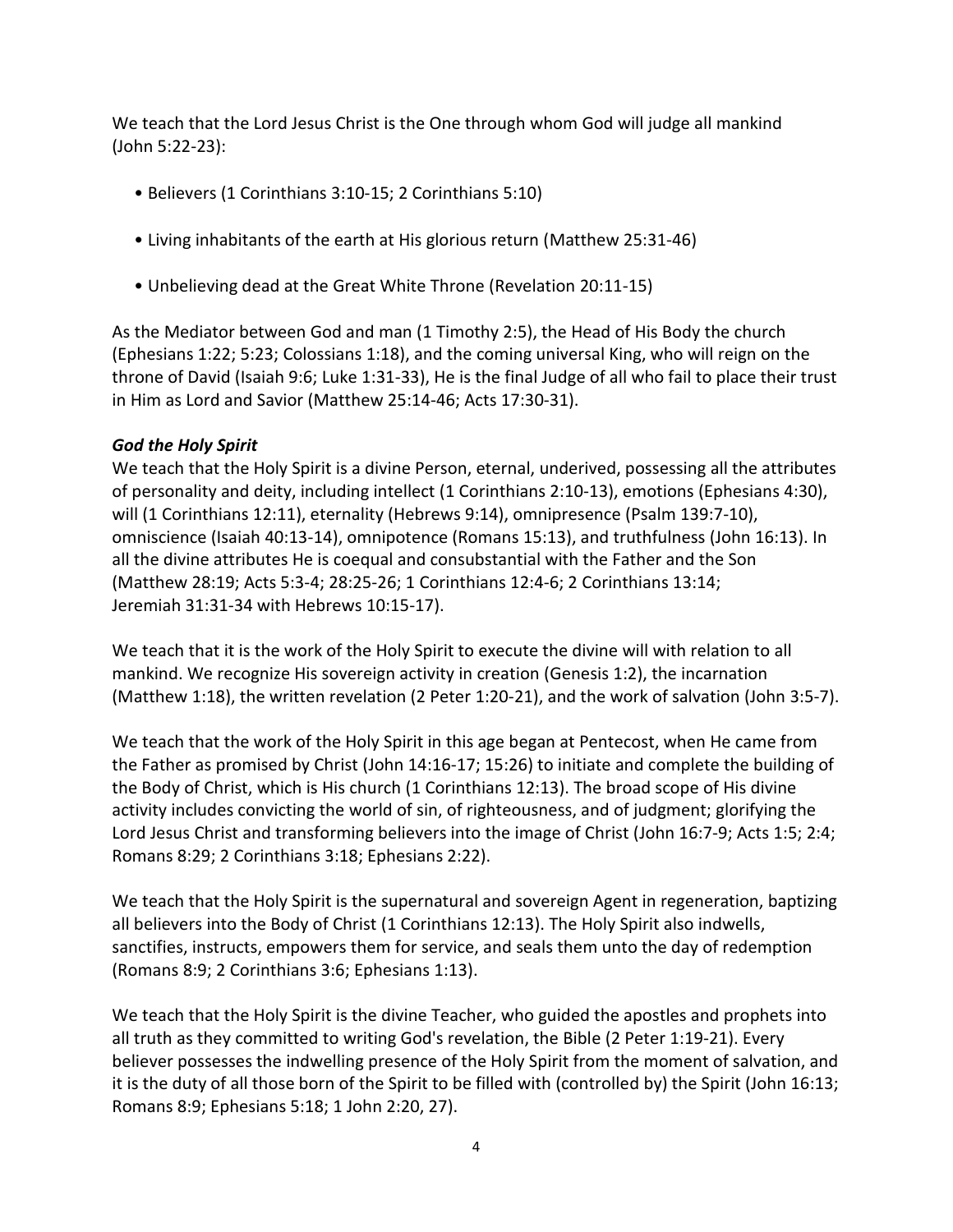We teach that the Lord Jesus Christ is the One through whom God will judge all mankind (John 5:22-23):

- Believers (1 Corinthians 3:10-15; 2 Corinthians 5:10)
- Living inhabitants of the earth at His glorious return (Matthew 25:31-46)
- Unbelieving dead at the Great White Throne (Revelation 20:11-15)

As the Mediator between God and man (1 Timothy 2:5), the Head of His Body the church (Ephesians 1:22; 5:23; Colossians 1:18), and the coming universal King, who will reign on the throne of David (Isaiah 9:6; Luke 1:31-33), He is the final Judge of all who fail to place their trust in Him as Lord and Savior (Matthew 25:14-46; Acts 17:30-31).

### *God the Holy Spirit*

We teach that the Holy Spirit is a divine Person, eternal, underived, possessing all the attributes of personality and deity, including intellect (1 Corinthians 2:10-13), emotions (Ephesians 4:30), will (1 Corinthians 12:11), eternality (Hebrews 9:14), omnipresence (Psalm 139:7-10), omniscience (Isaiah 40:13-14), omnipotence (Romans 15:13), and truthfulness (John 16:13). In all the divine attributes He is coequal and consubstantial with the Father and the Son (Matthew 28:19; Acts 5:3-4; 28:25-26; 1 Corinthians 12:4-6; 2 Corinthians 13:14; Jeremiah 31:31-34 with Hebrews 10:15-17).

We teach that it is the work of the Holy Spirit to execute the divine will with relation to all mankind. We recognize His sovereign activity in creation (Genesis 1:2), the incarnation (Matthew 1:18), the written revelation (2 Peter 1:20-21), and the work of salvation (John 3:5-7).

We teach that the work of the Holy Spirit in this age began at Pentecost, when He came from the Father as promised by Christ (John 14:16-17; 15:26) to initiate and complete the building of the Body of Christ, which is His church (1 Corinthians 12:13). The broad scope of His divine activity includes convicting the world of sin, of righteousness, and of judgment; glorifying the Lord Jesus Christ and transforming believers into the image of Christ (John 16:7-9; Acts 1:5; 2:4; Romans 8:29; 2 Corinthians 3:18; Ephesians 2:22).

We teach that the Holy Spirit is the supernatural and sovereign Agent in regeneration, baptizing all believers into the Body of Christ (1 Corinthians 12:13). The Holy Spirit also indwells, sanctifies, instructs, empowers them for service, and seals them unto the day of redemption (Romans 8:9; 2 Corinthians 3:6; Ephesians 1:13).

We teach that the Holy Spirit is the divine Teacher, who guided the apostles and prophets into all truth as they committed to writing God's revelation, the Bible (2 Peter 1:19-21). Every believer possesses the indwelling presence of the Holy Spirit from the moment of salvation, and it is the duty of all those born of the Spirit to be filled with (controlled by) the Spirit (John 16:13; Romans 8:9; Ephesians 5:18; 1 John 2:20, 27).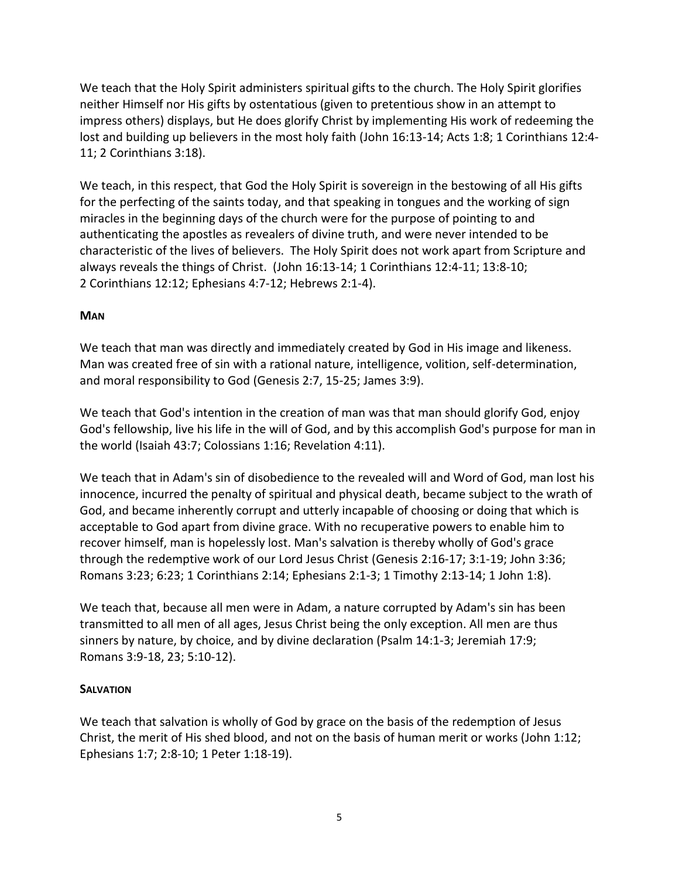We teach that the Holy Spirit administers spiritual gifts to the church. The Holy Spirit glorifies neither Himself nor His gifts by ostentatious (given to pretentious show in an attempt to impress others) displays, but He does glorify Christ by implementing His work of redeeming the lost and building up believers in the most holy faith (John 16:13-14; Acts 1:8; 1 Corinthians 12:4-11; 2 Corinthians 3:18).

We teach, in this respect, that God the Holy Spirit is sovereign in the bestowing of all His gifts for the perfecting of the saints today, and that speaking in tongues and the working of sign miracles in the beginning days of the church were for the purpose of pointing to and authenticating the apostles as revealers of divine truth, and were never intended to be characteristic of the lives of believers. The Holy Spirit does not work apart from Scripture and always reveals the things of Christ. (John 16:13-14; 1 Corinthians 12:4-11; 13:8-10; 2 Corinthians 12:12; Ephesians 4:7-12; Hebrews 2:1-4).

### **MAN**

We teach that man was directly and immediately created by God in His image and likeness. Man was created free of sin with a rational nature, intelligence, volition, self-determination, and moral responsibility to God (Genesis 2:7, 15-25; James 3:9).

We teach that God's intention in the creation of man was that man should glorify God, enjoy God's fellowship, live his life in the will of God, and by this accomplish God's purpose for man in the world (Isaiah 43:7; Colossians 1:16; Revelation 4:11).

We teach that in Adam's sin of disobedience to the revealed will and Word of God, man lost his innocence, incurred the penalty of spiritual and physical death, became subject to the wrath of God, and became inherently corrupt and utterly incapable of choosing or doing that which is acceptable to God apart from divine grace. With no recuperative powers to enable him to recover himself, man is hopelessly lost. Man's salvation is thereby wholly of God's grace through the redemptive work of our Lord Jesus Christ (Genesis 2:16-17; 3:1-19; John 3:36; Romans 3:23; 6:23; 1 Corinthians 2:14; Ephesians 2:1-3; 1 Timothy 2:13-14; 1 John 1:8).

We teach that, because all men were in Adam, a nature corrupted by Adam's sin has been transmitted to all men of all ages, Jesus Christ being the only exception. All men are thus sinners by nature, by choice, and by divine declaration (Psalm 14:1-3; Jeremiah 17:9; Romans 3:9-18, 23; 5:10-12).

### **SALVATION**

We teach that salvation is wholly of God by grace on the basis of the redemption of Jesus Christ, the merit of His shed blood, and not on the basis of human merit or works (John 1:12; Ephesians 1:7; 2:8-10; 1 Peter 1:18-19).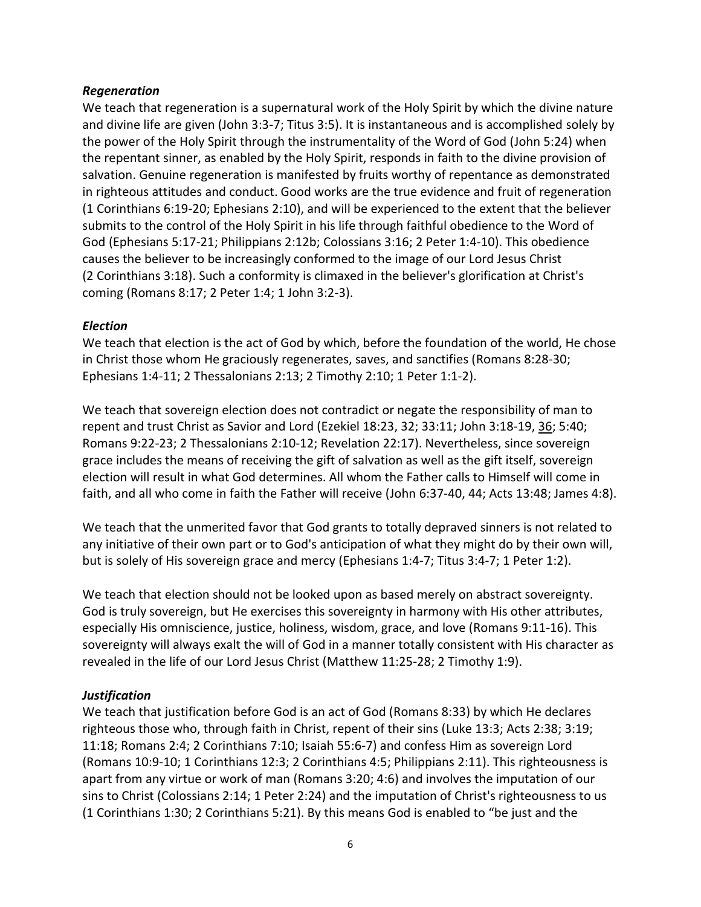### *Regeneration*

We teach that regeneration is a supernatural work of the Holy Spirit by which the divine nature and divine life are given (John 3:3-7; Titus 3:5). It is instantaneous and is accomplished solely by the power of the Holy Spirit through the instrumentality of the Word of God (John 5:24) when the repentant sinner, as enabled by the Holy Spirit, responds in faith to the divine provision of salvation. Genuine regeneration is manifested by fruits worthy of repentance as demonstrated in righteous attitudes and conduct. Good works are the true evidence and fruit of regeneration (1 Corinthians 6:19-20; Ephesians 2:10), and will be experienced to the extent that the believer submits to the control of the Holy Spirit in his life through faithful obedience to the Word of God (Ephesians 5:17-21; Philippians 2:12b; Colossians 3:16; 2 Peter 1:4-10). This obedience causes the believer to be increasingly conformed to the image of our Lord Jesus Christ (2 Corinthians 3:18). Such a conformity is climaxed in the believer's glorification at Christ's coming (Romans 8:17; 2 Peter 1:4; 1 John 3:2-3).

### *Election*

We teach that election is the act of God by which, before the foundation of the world, He chose in Christ those whom He graciously regenerates, saves, and sanctifies (Romans 8:28-30; Ephesians 1:4-11; 2 Thessalonians 2:13; 2 Timothy 2:10; 1 Peter 1:1-2).

We teach that sovereign election does not contradict or negate the responsibility of man to repent and trust Christ as Savior and Lord (Ezekiel 18:23, 32; 33:11; John 3:18-19, 36; 5:40; Romans 9:22-23; 2 Thessalonians 2:10-12; Revelation 22:17). Nevertheless, since sovereign grace includes the means of receiving the gift of salvation as well as the gift itself, sovereign election will result in what God determines. All whom the Father calls to Himself will come in faith, and all who come in faith the Father will receive (John 6:37-40, 44; Acts 13:48; James 4:8).

We teach that the unmerited favor that God grants to totally depraved sinners is not related to any initiative of their own part or to God's anticipation of what they might do by their own will, but is solely of His sovereign grace and mercy (Ephesians 1:4-7; Titus 3:4-7; 1 Peter 1:2).

We teach that election should not be looked upon as based merely on abstract sovereignty. God is truly sovereign, but He exercises this sovereignty in harmony with His other attributes, especially His omniscience, justice, holiness, wisdom, grace, and love (Romans 9:11-16). This sovereignty will always exalt the will of God in a manner totally consistent with His character as revealed in the life of our Lord Jesus Christ (Matthew 11:25-28; 2 Timothy 1:9).

### *Justification*

We teach that justification before God is an act of God (Romans 8:33) by which He declares righteous those who, through faith in Christ, repent of their sins (Luke 13:3; Acts 2:38; 3:19; 11:18; Romans 2:4; 2 Corinthians 7:10; Isaiah 55:6-7) and confess Him as sovereign Lord (Romans 10:9-10; 1 Corinthians 12:3; 2 Corinthians 4:5; Philippians 2:11). This righteousness is apart from any virtue or work of man (Romans 3:20; 4:6) and involves the imputation of our sins to Christ (Colossians 2:14; 1 Peter 2:24) and the imputation of Christ's righteousness to us (1 Corinthians 1:30; 2 Corinthians 5:21). By this means God is enabled to "be just and the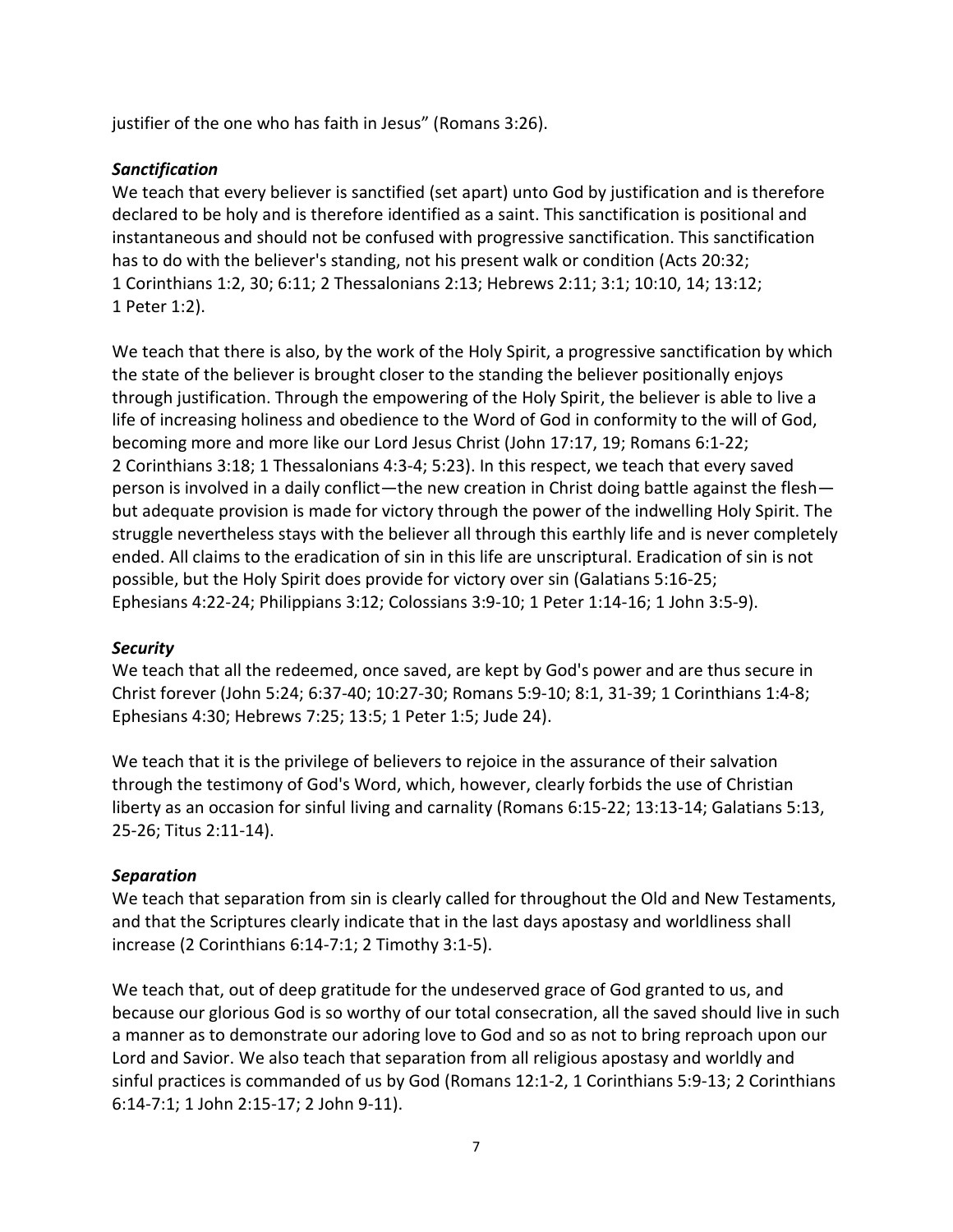justifier of the one who has faith in Jesus" (Romans 3:26).

### *Sanctification*

We teach that every believer is sanctified (set apart) unto God by justification and is therefore declared to be holy and is therefore identified as a saint. This sanctification is positional and instantaneous and should not be confused with progressive sanctification. This sanctification has to do with the believer's standing, not his present walk or condition (Acts 20:32; 1 Corinthians 1:2, 30; 6:11; 2 Thessalonians 2:13; Hebrews 2:11; 3:1; 10:10, 14; 13:12; 1 Peter 1:2).

We teach that there is also, by the work of the Holy Spirit, a progressive sanctification by which the state of the believer is brought closer to the standing the believer positionally enjoys through justification. Through the empowering of the Holy Spirit, the believer is able to live a life of increasing holiness and obedience to the Word of God in conformity to the will of God, becoming more and more like our Lord Jesus Christ (John 17:17, 19; Romans 6:1-22; 2 Corinthians 3:18; 1 Thessalonians 4:3-4; 5:23). In this respect, we teach that every saved person is involved in a daily conflict—the new creation in Christ doing battle against the flesh—but adequate provision is made for victory through the power of the indwelling Holy Spirit. The struggle nevertheless stays with the believer all through this earthly life and is never completely ended. All claims to the eradication of sin in this life are unscriptural. Eradication of sin is not possible, but the Holy Spirit does provide for victory over sin (Galatians 5:16-25; Ephesians 4:22-24; Philippians 3:12; Colossians 3:9-10; 1 Peter 1:14-16; 1 John 3:5-9).

### *Security*

We teach that all the redeemed, once saved, are kept by God's power and are thus secure in Christ forever (John 5:24; 6:37-40; 10:27-30; Romans 5:9-10; 8:1, 31-39; 1 Corinthians 1:4-8; Ephesians 4:30; Hebrews 7:25; 13:5; 1 Peter 1:5; Jude 24).

We teach that it is the privilege of believers to rejoice in the assurance of their salvation through the testimony of God's Word, which, however, clearly forbids the use of Christian liberty as an occasion for sinful living and carnality (Romans 6:15-22; 13:13-14; Galatians 5:13, 25-26; Titus 2:11-14).

### *Separation*

We teach that separation from sin is clearly called for throughout the Old and New Testaments, and that the Scriptures clearly indicate that in the last days apostasy and worldliness shall increase (2 Corinthians 6:14-7:1; 2 Timothy 3:1-5).

We teach that, out of deep gratitude for the undeserved grace of God granted to us, and because our glorious God is so worthy of our total consecration, all the saved should live in such a manner as to demonstrate our adoring love to God and so as not to bring reproach upon our Lord and Savior. We also teach that separation from all religious apostasy and worldly and sinful practices is commanded of us by God (Romans 12:1-2, 1 Corinthians 5:9-13; 2 Corinthians 6:14-7:1; 1 John 2:15-17; 2 John 9-11).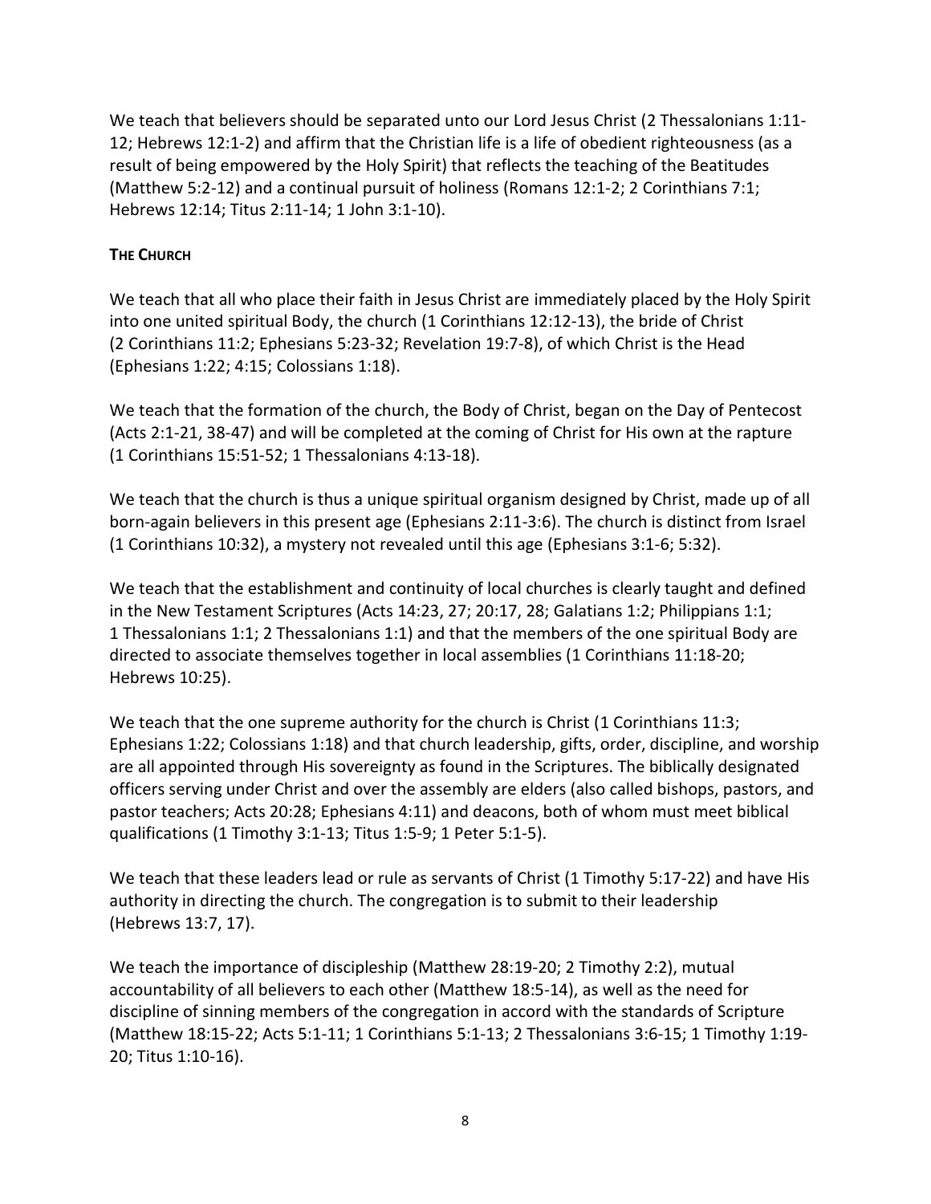We teach that believers should be separated unto our Lord Jesus Christ (2 Thessalonians 1:11-12; Hebrews 12:1-2) and affirm that the Christian life is a life of obedient righteousness (as a result of being empowered by the Holy Spirit) that reflects the teaching of the Beatitudes (Matthew 5:2-12) and a continual pursuit of holiness (Romans 12:1-2; 2 Corinthians 7:1; Hebrews 12:14; Titus 2:11-14; 1 John 3:1-10).

## THE CHURCH

We teach that all who place their faith in Jesus Christ are immediately placed by the Holy Spirit into one united spiritual Body, the church (1 Corinthians 12:12-13), the bride of Christ (2 Corinthians 11:2; Ephesians 5:23-32; Revelation 19:7-8), of which Christ is the Head (Ephesians 1:22; 4:15; Colossians 1:18).

We teach that the formation of the church, the Body of Christ, began on the Day of Pentecost (Acts 2:1-21, 38-47) and will be completed at the coming of Christ for His own at the rapture (1 Corinthians 15:51-52; 1 Thessalonians 4:13-18).

We teach that the church is thus a unique spiritual organism designed by Christ, made up of all born-again believers in this present age (Ephesians 2:11-3:6). The church is distinct from Israel (1 Corinthians 10:32), a mystery not revealed until this age (Ephesians 3:1-6; 5:32).

We teach that the establishment and continuity of local churches is clearly taught and defined in the New Testament Scriptures (Acts 14:23, 27; 20:17, 28; Galatians 1:2; Philippians 1:1; 1 Thessalonians 1:1; 2 Thessalonians 1:1) and that the members of the one spiritual Body are directed to associate themselves together in local assemblies (1 Corinthians 11:18-20; Hebrews 10:25).

We teach that the one supreme authority for the church is Christ (1 Corinthians 11:3; Ephesians 1:22; Colossians 1:18) and that church leadership, gifts, order, discipline, and worship are all appointed through His sovereignty as found in the Scriptures. The biblically designated officers serving under Christ and over the assembly are elders (also called bishops, pastors, and pastor teachers; Acts 20:28; Ephesians 4:11) and deacons, both of whom must meet biblical qualifications (1 Timothy 3:1-13; Titus 1:5-9; 1 Peter 5:1-5).

We teach that these leaders lead or rule as servants of Christ (1 Timothy 5:17-22) and have His authority in directing the church. The congregation is to submit to their leadership (Hebrews 13:7, 17).

We teach the importance of discipleship (Matthew 28:19-20; 2 Timothy 2:2), mutual accountability of all believers to each other (Matthew 18:5-14), as well as the need for discipline of sinning members of the congregation in accord with the standards of Scripture (Matthew 18:15-22; Acts 5:1-11; 1 Corinthians 5:1-13; 2 Thessalonians 3:6-15; 1 Timothy 1:19-20; Titus 1:10-16).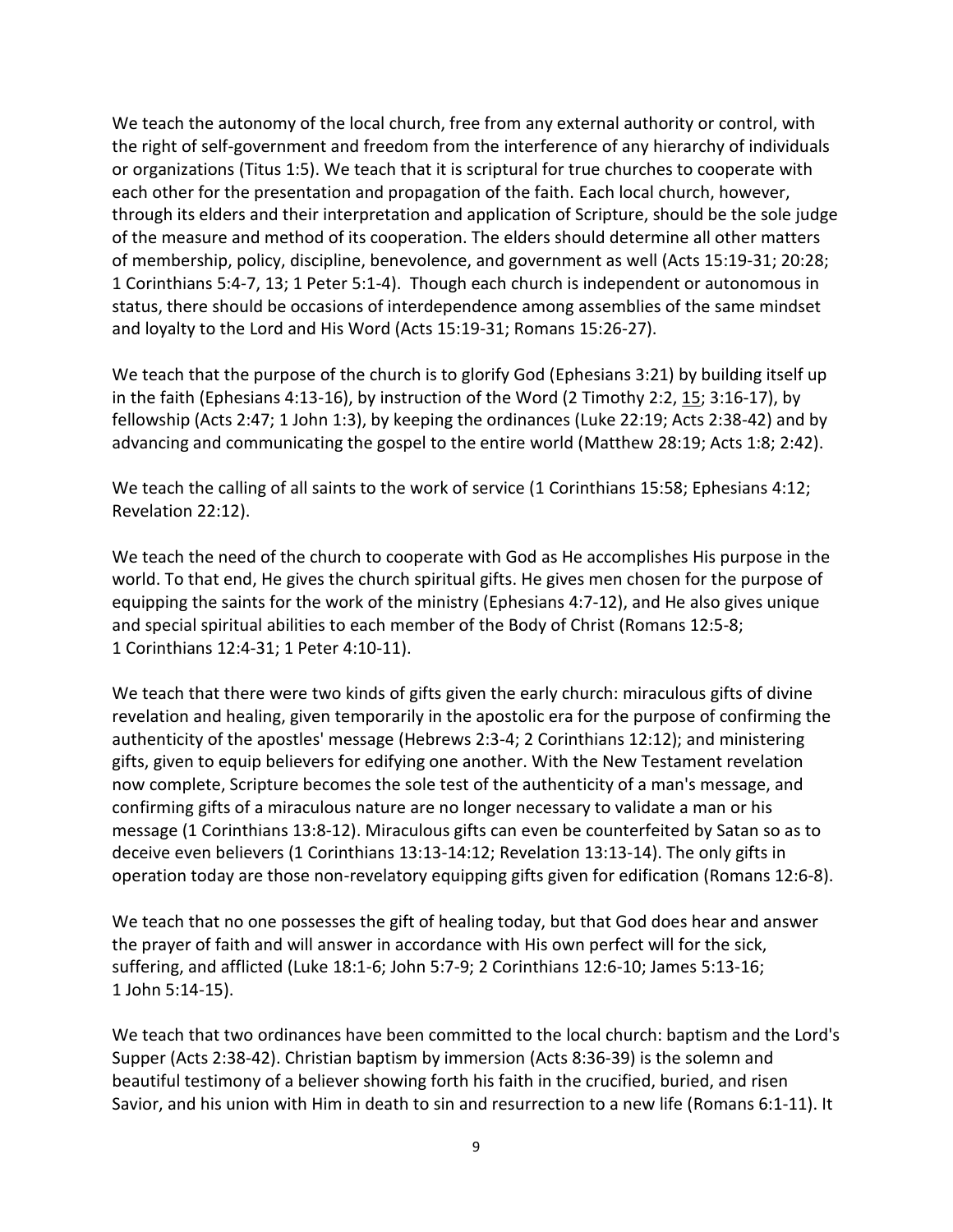We teach the autonomy of the local church, free from any external authority or control, with the right of self-government and freedom from the interference of any hierarchy of individuals or organizations (Titus 1:5). We teach that it is scriptural for true churches to cooperate with each other for the presentation and propagation of the faith. Each local church, however, through its elders and their interpretation and application of Scripture, should be the sole judge of the measure and method of its cooperation. The elders should determine all other matters of membership, policy, discipline, benevolence, and government as well (Acts 15:19-31; 20:28; 1 Corinthians 5:4-7, 13; 1 Peter 5:1-4). Though each church is independent or autonomous in status, there should be occasions of interdependence among assemblies of the same mindset and loyalty to the Lord and His Word (Acts 15:19-31; Romans 15:26-27).

We teach that the purpose of the church is to glorify God (Ephesians 3:21) by building itself up in the faith (Ephesians 4:13-16), by instruction of the Word (2 Timothy 2:2, 15; 3:16-17), by fellowship (Acts 2:47; 1 John 1:3), by keeping the ordinances (Luke 22:19; Acts 2:38-42) and by advancing and communicating the gospel to the entire world (Matthew 28:19; Acts 1:8; 2:42).

We teach the calling of all saints to the work of service (1 Corinthians 15:58; Ephesians 4:12; Revelation 22:12).

We teach the need of the church to cooperate with God as He accomplishes His purpose in the world. To that end, He gives the church spiritual gifts. He gives men chosen for the purpose of equipping the saints for the work of the ministry (Ephesians 4:7-12), and He also gives unique and special spiritual abilities to each member of the Body of Christ (Romans 12:5-8; 1 Corinthians 12:4-31; 1 Peter 4:10-11).

We teach that there were two kinds of gifts given the early church: miraculous gifts of divine revelation and healing, given temporarily in the apostolic era for the purpose of confirming the authenticity of the apostles' message (Hebrews 2:3-4; 2 Corinthians 12:12); and ministering gifts, given to equip believers for edifying one another. With the New Testament revelation now complete, Scripture becomes the sole test of the authenticity of a man's message, and confirming gifts of a miraculous nature are no longer necessary to validate a man or his message (1 Corinthians 13:8-12). Miraculous gifts can even be counterfeited by Satan so as to deceive even believers (1 Corinthians 13:13-14:12; Revelation 13:13-14). The only gifts in operation today are those non-revelatory equipping gifts given for edification (Romans 12:6-8).

We teach that no one possesses the gift of healing today, but that God does hear and answer the prayer of faith and will answer in accordance with His own perfect will for the sick, suffering, and afflicted (Luke 18:1-6; John 5:7-9; 2 Corinthians 12:6-10; James 5:13-16; 1 John 5:14-15).

We teach that two ordinances have been committed to the local church: baptism and the Lord's Supper (Acts 2:38-42). Christian baptism by immersion (Acts 8:36-39) is the solemn and beautiful testimony of a believer showing forth his faith in the crucified, buried, and risen Savior, and his union with Him in death to sin and resurrection to a new life (Romans 6:1-11). It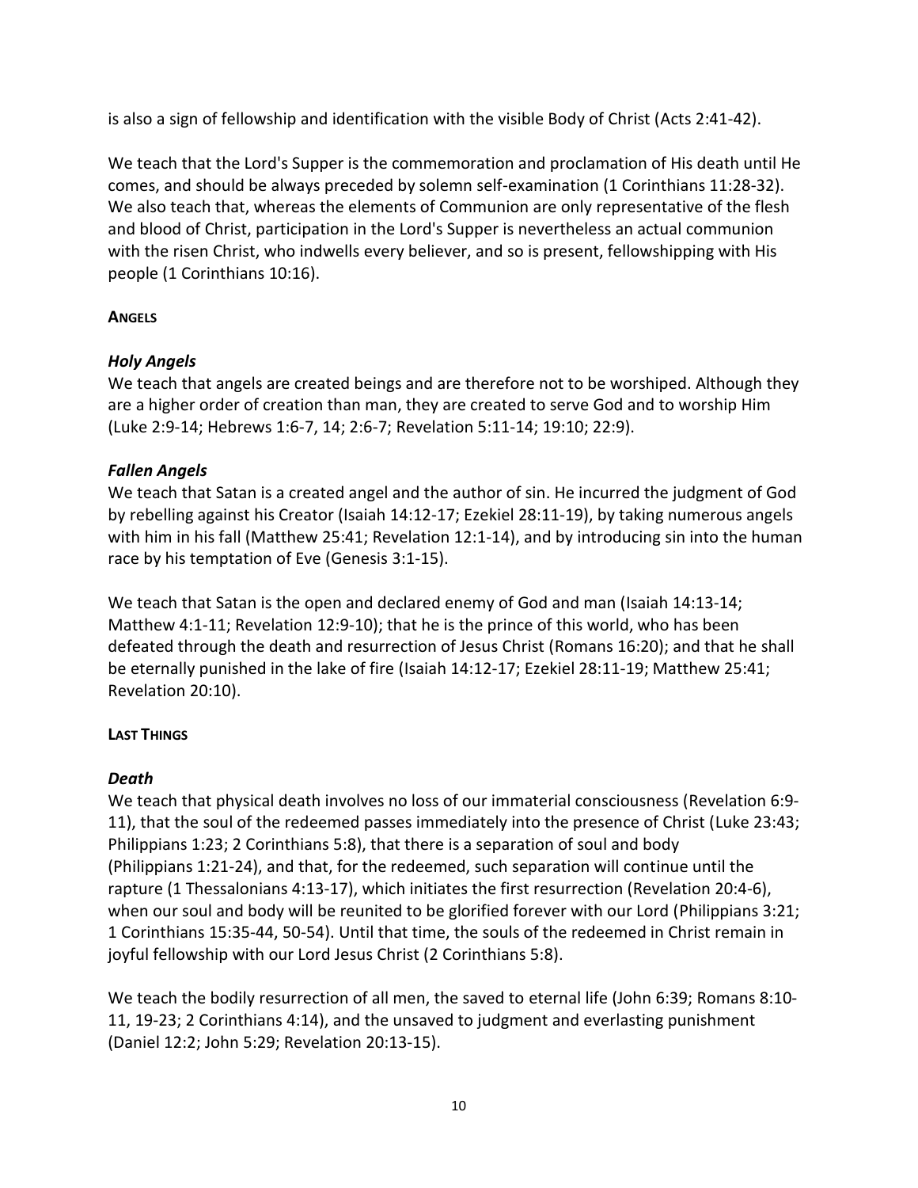is also a sign of fellowship and identification with the visible Body of Christ (Acts 2:41-42).

We teach that the Lord's Supper is the commemoration and proclamation of His death until He comes, and should be always preceded by solemn self-examination (1 Corinthians 11:28-32). We also teach that, whereas the elements of Communion are only representative of the flesh and blood of Christ, participation in the Lord's Supper is nevertheless an actual communion with the risen Christ, who indwells every believer, and so is present, fellowshipping with His people (1 Corinthians 10:16).

## ANGELS

### *Holy Angels*

We teach that angels are created beings and are therefore not to be worshiped. Although they are a higher order of creation than man, they are created to serve God and to worship Him (Luke 2:9-14; Hebrews 1:6-7, 14; 2:6-7; Revelation 5:11-14; 19:10; 22:9).

### *Fallen Angels*

We teach that Satan is a created angel and the author of sin. He incurred the judgment of God by rebelling against his Creator (Isaiah 14:12-17; Ezekiel 28:11-19), by taking numerous angels with him in his fall (Matthew 25:41; Revelation 12:1-14), and by introducing sin into the human race by his temptation of Eve (Genesis 3:1-15).

We teach that Satan is the open and declared enemy of God and man (Isaiah 14:13-14; Matthew 4:1-11; Revelation 12:9-10); that he is the prince of this world, who has been defeated through the death and resurrection of Jesus Christ (Romans 16:20); and that he shall be eternally punished in the lake of fire (Isaiah 14:12-17; Ezekiel 28:11-19; Matthew 25:41; Revelation 20:10).

## LAST THINGS

### *Death*

We teach that physical death involves no loss of our immaterial consciousness (Revelation 6:9-11), that the soul of the redeemed passes immediately into the presence of Christ (Luke 23:43; Philippians 1:23; 2 Corinthians 5:8), that there is a separation of soul and body (Philippians 1:21-24), and that, for the redeemed, such separation will continue until the rapture (1 Thessalonians 4:13-17), which initiates the first resurrection (Revelation 20:4-6), when our soul and body will be reunited to be glorified forever with our Lord (Philippians 3:21; 1 Corinthians 15:35-44, 50-54). Until that time, the souls of the redeemed in Christ remain in joyful fellowship with our Lord Jesus Christ (2 Corinthians 5:8).

We teach the bodily resurrection of all men, the saved to eternal life (John 6:39; Romans 8:10-11, 19-23; 2 Corinthians 4:14), and the unsaved to judgment and everlasting punishment (Daniel 12:2; John 5:29; Revelation 20:13-15).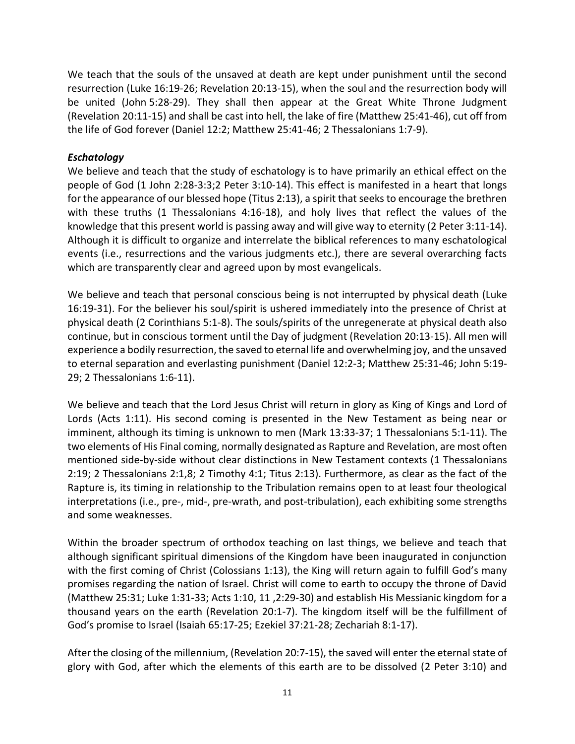We teach that the souls of the unsaved at death are kept under punishment until the second resurrection (Luke 16:19-26; Revelation 20:13-15), when the soul and the resurrection body will be united (John 5:28-29). They shall then appear at the Great White Throne Judgment (Revelation 20:11-15) and shall be cast into hell, the lake of fire (Matthew 25:41-46), cut off from the life of God forever (Daniel 12:2; Matthew 25:41-46; 2 Thessalonians 1:7-9).

***Eschatology***

We believe and teach that the study of eschatology is to have primarily an ethical effect on the people of God (1 John 2:28-3:3;2 Peter 3:10-14). This effect is manifested in a heart that longs for the appearance of our blessed hope (Titus 2:13), a spirit that seeks to encourage the brethren with these truths (1 Thessalonians 4:16-18), and holy lives that reflect the values of the knowledge that this present world is passing away and will give way to eternity (2 Peter 3:11-14). Although it is difficult to organize and interrelate the biblical references to many eschatological events (i.e., resurrections and the various judgments etc.), there are several overarching facts which are transparently clear and agreed upon by most evangelicals.

We believe and teach that personal conscious being is not interrupted by physical death (Luke 16:19-31). For the believer his soul/spirit is ushered immediately into the presence of Christ at physical death (2 Corinthians 5:1-8). The souls/spirits of the unregenerate at physical death also continue, but in conscious torment until the Day of judgment (Revelation 20:13-15). All men will experience a bodily resurrection, the saved to eternal life and overwhelming joy, and the unsaved to eternal separation and everlasting punishment (Daniel 12:2-3; Matthew 25:31-46; John 5:19-29; 2 Thessalonians 1:6-11).

We believe and teach that the Lord Jesus Christ will return in glory as King of Kings and Lord of Lords (Acts 1:11). His second coming is presented in the New Testament as being near or imminent, although its timing is unknown to men (Mark 13:33-37; 1 Thessalonians 5:1-11). The two elements of His Final coming, normally designated as Rapture and Revelation, are most often mentioned side-by-side without clear distinctions in New Testament contexts (1 Thessalonians 2:19; 2 Thessalonians 2:1,8; 2 Timothy 4:1; Titus 2:13). Furthermore, as clear as the fact of the Rapture is, its timing in relationship to the Tribulation remains open to at least four theological interpretations (i.e., pre-, mid-, pre-wrath, and post-tribulation), each exhibiting some strengths and some weaknesses.

Within the broader spectrum of orthodox teaching on last things, we believe and teach that although significant spiritual dimensions of the Kingdom have been inaugurated in conjunction with the first coming of Christ (Colossians 1:13), the King will return again to fulfill God's many promises regarding the nation of Israel. Christ will come to earth to occupy the throne of David (Matthew 25:31; Luke 1:31-33; Acts 1:10, 11 ,2:29-30) and establish His Messianic kingdom for a thousand years on the earth (Revelation 20:1-7). The kingdom itself will be the fulfillment of God's promise to Israel (Isaiah 65:17-25; Ezekiel 37:21-28; Zechariah 8:1-17).

After the closing of the millennium, (Revelation 20:7-15), the saved will enter the eternal state of glory with God, after which the elements of this earth are to be dissolved (2 Peter 3:10) and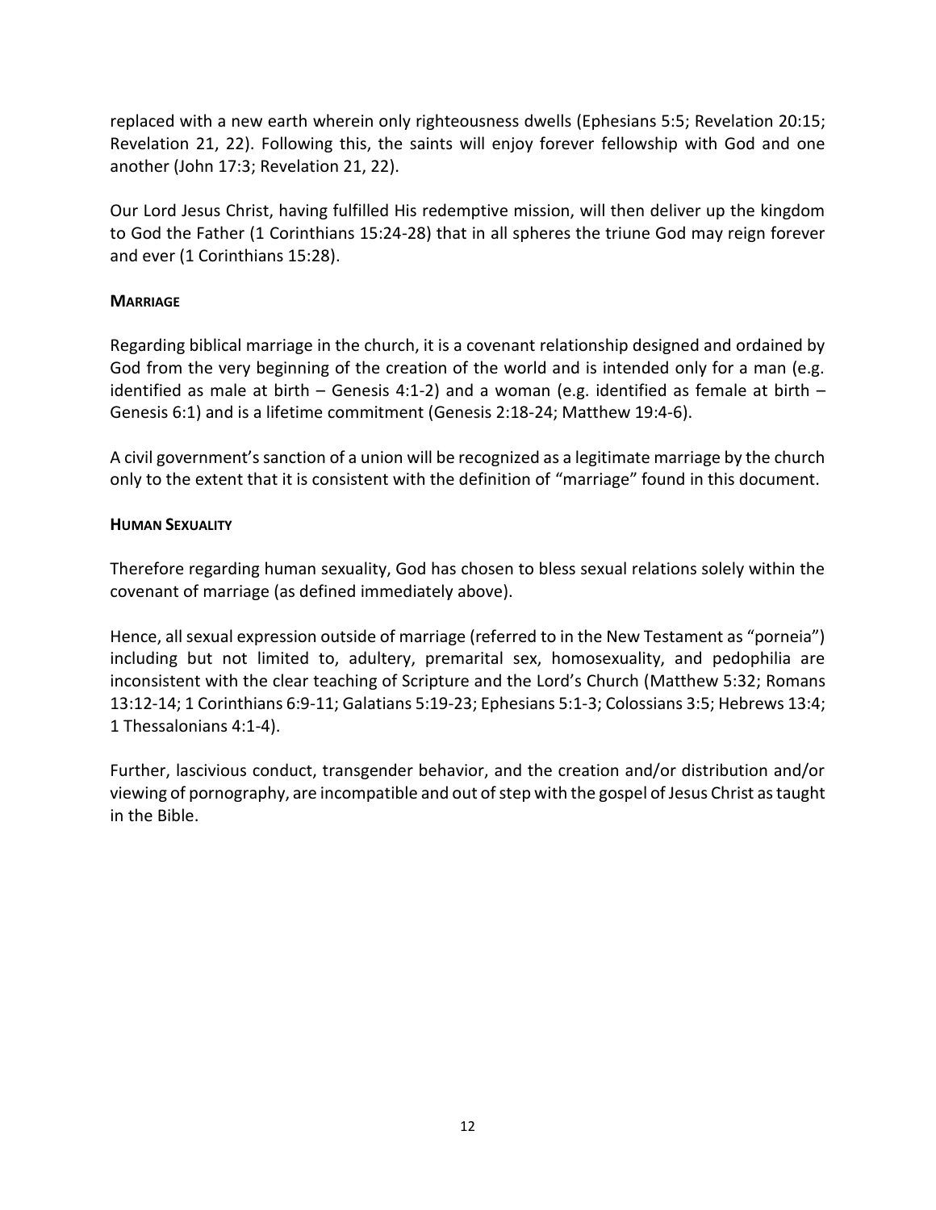replaced with a new earth wherein only righteousness dwells (Ephesians 5:5; Revelation 20:15; Revelation 21, 22). Following this, the saints will enjoy forever fellowship with God and one another (John 17:3; Revelation 21, 22).

Our Lord Jesus Christ, having fulfilled His redemptive mission, will then deliver up the kingdom to God the Father (1 Corinthians 15:24-28) that in all spheres the triune God may reign forever and ever (1 Corinthians 15:28).

### Marriage

Regarding biblical marriage in the church, it is a covenant relationship designed and ordained by God from the very beginning of the creation of the world and is intended only for a man (e.g. identified as male at birth – Genesis 4:1-2) and a woman (e.g. identified as female at birth – Genesis 6:1) and is a lifetime commitment (Genesis 2:18-24; Matthew 19:4-6).

A civil government's sanction of a union will be recognized as a legitimate marriage by the church only to the extent that it is consistent with the definition of "marriage" found in this document.

### Human Sexuality

Therefore regarding human sexuality, God has chosen to bless sexual relations solely within the covenant of marriage (as defined immediately above).

Hence, all sexual expression outside of marriage (referred to in the New Testament as "porneia") including but not limited to, adultery, premarital sex, homosexuality, and pedophilia are inconsistent with the clear teaching of Scripture and the Lord's Church (Matthew 5:32; Romans 13:12-14; 1 Corinthians 6:9-11; Galatians 5:19-23; Ephesians 5:1-3; Colossians 3:5; Hebrews 13:4; 1 Thessalonians 4:1-4).

Further, lascivious conduct, transgender behavior, and the creation and/or distribution and/or viewing of pornography, are incompatible and out of step with the gospel of Jesus Christ as taught in the Bible.